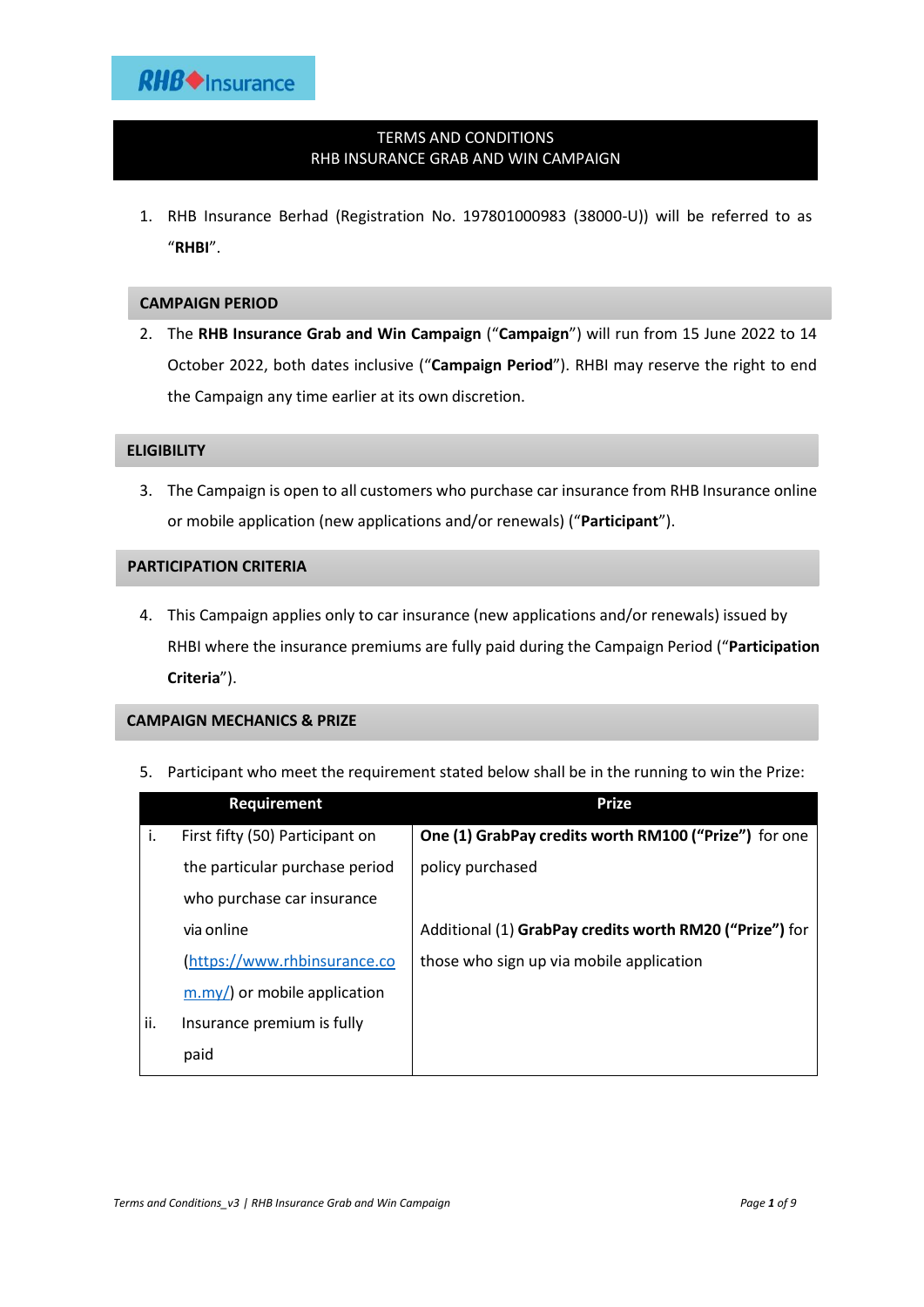RHB Insurance

# TERMS AND CONDITIONS
# RHB INSURANCE GRAB AND WIN CAMPAIGN

1. RHB Insurance Berhad (Registration No. 197801000983 (38000-U)) will be referred to as "**RHBI**".

## CAMPAIGN PERIOD

2. The **RHB Insurance Grab and Win Campaign** ("**Campaign**") will run from 15 June 2022 to 14 October 2022, both dates inclusive ("**Campaign Period**"). RHBI may reserve the right to end the Campaign any time earlier at its own discretion.

## ELIGIBILITY

3. The Campaign is open to all customers who purchase car insurance from RHB Insurance online or mobile application (new applications and/or renewals) ("**Participant**").

## PARTICIPATION CRITERIA

4. This Campaign applies only to car insurance (new applications and/or renewals) issued by RHBI where the insurance premiums are fully paid during the Campaign Period ("**Participation Criteria**").

## CAMPAIGN MECHANICS & PRIZE

5. Participant who meet the requirement stated below shall be in the running to win the Prize:

| Requirement | Prize |
|---|---|
| i. First fifty (50) Participant on the particular purchase period who purchase car insurance via online (https://www.rhbinsurance.com.my/) or mobile application<br>ii. Insurance premium is fully paid | **One (1) GrabPay credits worth RM100 ("Prize")** for one policy purchased<br><br>Additional (1) **GrabPay credits worth RM20 ("Prize")** for those who sign up via mobile application |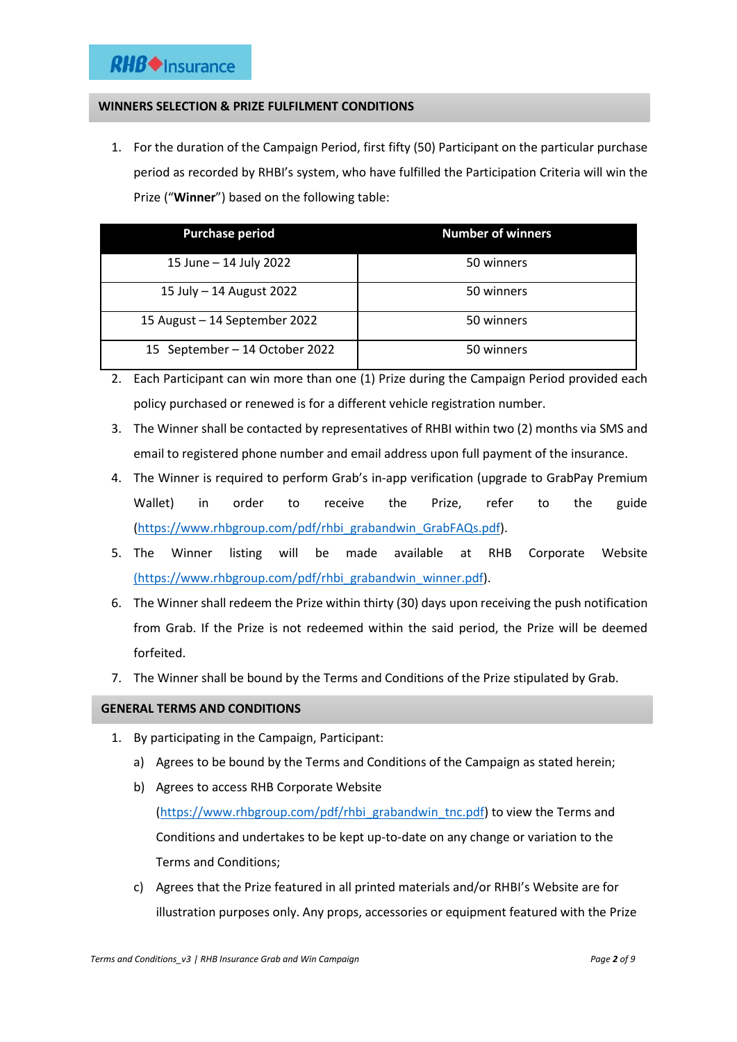## WINNERS SELECTION & PRIZE FULFILMENT CONDITIONS

1. For the duration of the Campaign Period, first fifty (50) Participant on the particular purchase period as recorded by RHBI's system, who have fulfilled the Participation Criteria will win the Prize ("**Winner**") based on the following table:

| Purchase period | Number of winners |
|---|---|
| 15 June – 14 July 2022 | 50 winners |
| 15 July – 14 August 2022 | 50 winners |
| 15 August – 14 September 2022 | 50 winners |
| 15 September – 14 October 2022 | 50 winners |

2. Each Participant can win more than one (1) Prize during the Campaign Period provided each policy purchased or renewed is for a different vehicle registration number.
3. The Winner shall be contacted by representatives of RHBI within two (2) months via SMS and email to registered phone number and email address upon full payment of the insurance.
4. The Winner is required to perform Grab's in-app verification (upgrade to GrabPay Premium Wallet) in order to receive the Prize, refer to the guide (https://www.rhbgroup.com/pdf/rhbi_grabandwin_GrabFAQs.pdf).
5. The Winner listing will be made available at RHB Corporate Website (https://www.rhbgroup.com/pdf/rhbi_grabandwin_winner.pdf).
6. The Winner shall redeem the Prize within thirty (30) days upon receiving the push notification from Grab. If the Prize is not redeemed within the said period, the Prize will be deemed forfeited.
7. The Winner shall be bound by the Terms and Conditions of the Prize stipulated by Grab.

## GENERAL TERMS AND CONDITIONS

1. By participating in the Campaign, Participant:
   a) Agrees to be bound by the Terms and Conditions of the Campaign as stated herein;
   b) Agrees to access RHB Corporate Website (https://www.rhbgroup.com/pdf/rhbi_grabandwin_tnc.pdf) to view the Terms and Conditions and undertakes to be kept up-to-date on any change or variation to the Terms and Conditions;
   c) Agrees that the Prize featured in all printed materials and/or RHBI's Website are for illustration purposes only. Any props, accessories or equipment featured with the Prize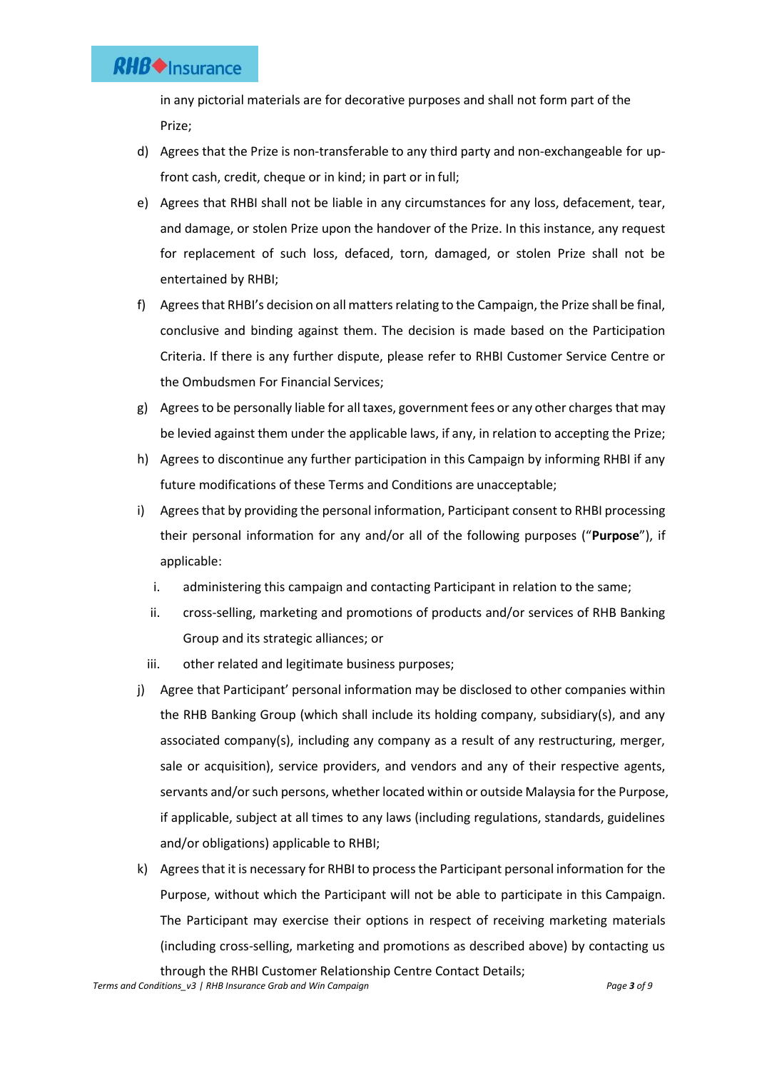in any pictorial materials are for decorative purposes and shall not form part of the Prize;

d) Agrees that the Prize is non-transferable to any third party and non-exchangeable for up-front cash, credit, cheque or in kind; in part or in full;

e) Agrees that RHBI shall not be liable in any circumstances for any loss, defacement, tear, and damage, or stolen Prize upon the handover of the Prize. In this instance, any request for replacement of such loss, defaced, torn, damaged, or stolen Prize shall not be entertained by RHBI;

f) Agrees that RHBI's decision on all matters relating to the Campaign, the Prize shall be final, conclusive and binding against them. The decision is made based on the Participation Criteria. If there is any further dispute, please refer to RHBI Customer Service Centre or the Ombudsmen For Financial Services;

g) Agrees to be personally liable for all taxes, government fees or any other charges that may be levied against them under the applicable laws, if any, in relation to accepting the Prize;

h) Agrees to discontinue any further participation in this Campaign by informing RHBI if any future modifications of these Terms and Conditions are unacceptable;

i) Agrees that by providing the personal information, Participant consent to RHBI processing their personal information for any and/or all of the following purposes ("**Purpose**"), if applicable:

   i. administering this campaign and contacting Participant in relation to the same;

   ii. cross-selling, marketing and promotions of products and/or services of RHB Banking Group and its strategic alliances; or

   iii. other related and legitimate business purposes;

j) Agree that Participant' personal information may be disclosed to other companies within the RHB Banking Group (which shall include its holding company, subsidiary(s), and any associated company(s), including any company as a result of any restructuring, merger, sale or acquisition), service providers, and vendors and any of their respective agents, servants and/or such persons, whether located within or outside Malaysia for the Purpose, if applicable, subject at all times to any laws (including regulations, standards, guidelines and/or obligations) applicable to RHBI;

k) Agrees that it is necessary for RHBI to process the Participant personal information for the Purpose, without which the Participant will not be able to participate in this Campaign. The Participant may exercise their options in respect of receiving marketing materials (including cross-selling, marketing and promotions as described above) by contacting us through the RHBI Customer Relationship Centre Contact Details;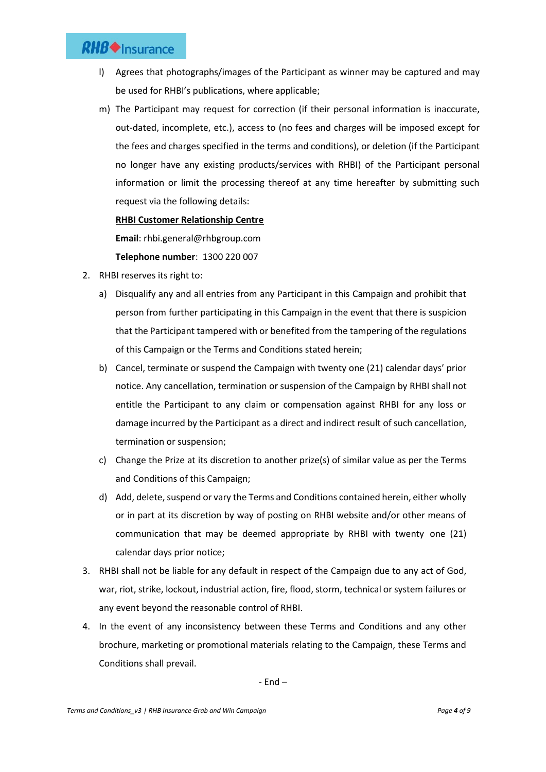l) Agrees that photographs/images of the Participant as winner may be captured and may be used for RHBI's publications, where applicable;

m) The Participant may request for correction (if their personal information is inaccurate, out-dated, incomplete, etc.), access to (no fees and charges will be imposed except for the fees and charges specified in the terms and conditions), or deletion (if the Participant no longer have any existing products/services with RHBI) of the Participant personal information or limit the processing thereof at any time hereafter by submitting such request via the following details:

   **<u>RHBI Customer Relationship Centre</u>**

   **Email**: rhbi.general@rhbgroup.com

   **Telephone number**: 1300 220 007

2. RHBI reserves its right to:

   a) Disqualify any and all entries from any Participant in this Campaign and prohibit that person from further participating in this Campaign in the event that there is suspicion that the Participant tampered with or benefited from the tampering of the regulations of this Campaign or the Terms and Conditions stated herein;

   b) Cancel, terminate or suspend the Campaign with twenty one (21) calendar days' prior notice. Any cancellation, termination or suspension of the Campaign by RHBI shall not entitle the Participant to any claim or compensation against RHBI for any loss or damage incurred by the Participant as a direct and indirect result of such cancellation, termination or suspension;

   c) Change the Prize at its discretion to another prize(s) of similar value as per the Terms and Conditions of this Campaign;

   d) Add, delete, suspend or vary the Terms and Conditions contained herein, either wholly or in part at its discretion by way of posting on RHBI website and/or other means of communication that may be deemed appropriate by RHBI with twenty one (21) calendar days prior notice;

3. RHBI shall not be liable for any default in respect of the Campaign due to any act of God, war, riot, strike, lockout, industrial action, fire, flood, storm, technical or system failures or any event beyond the reasonable control of RHBI.

4. In the event of any inconsistency between these Terms and Conditions and any other brochure, marketing or promotional materials relating to the Campaign, these Terms and Conditions shall prevail.

- End –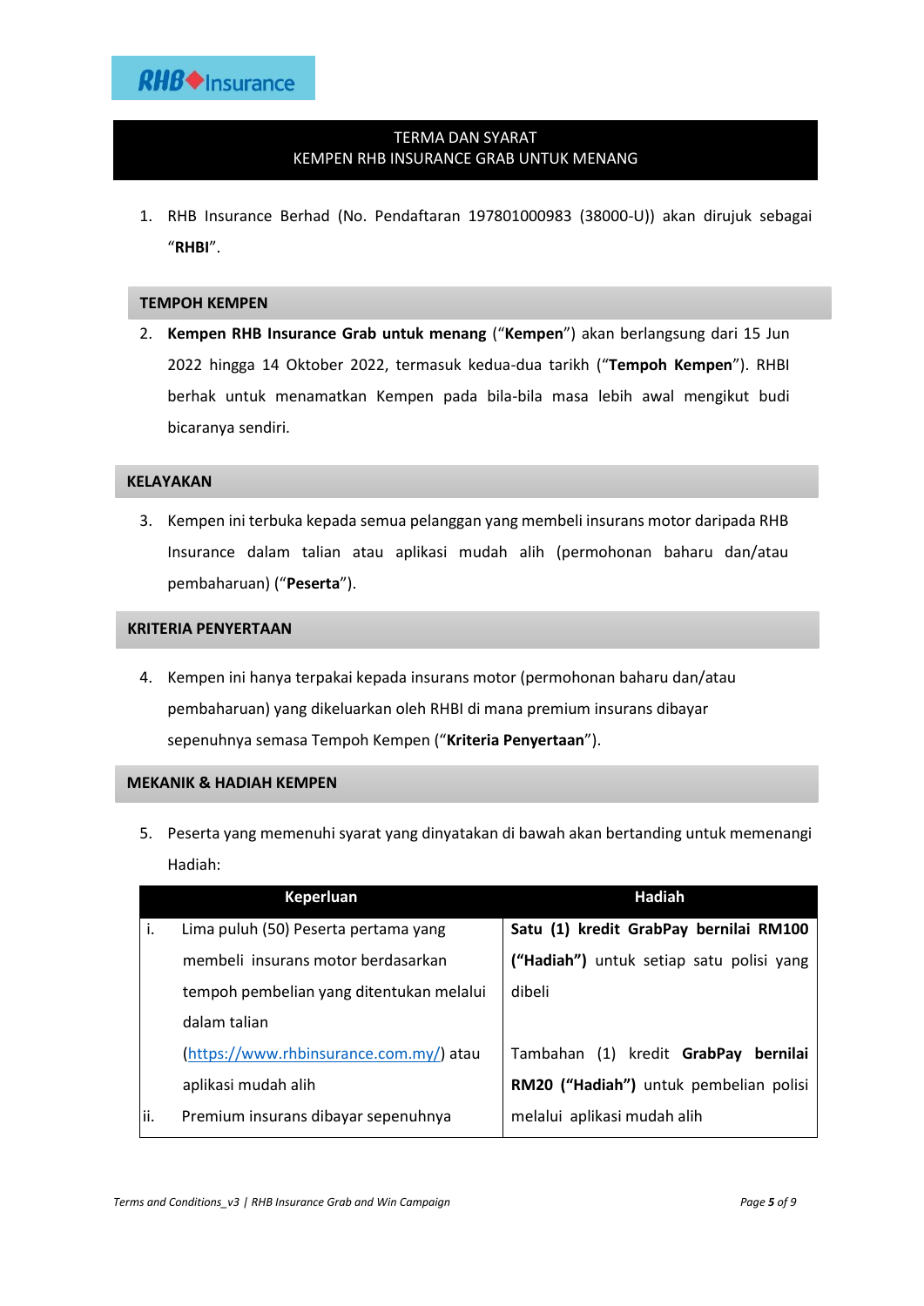RHB Insurance

# TERMA DAN SYARAT
# KEMPEN RHB INSURANCE GRAB UNTUK MENANG

1. RHB Insurance Berhad (No. Pendaftaran 197801000983 (38000-U)) akan dirujuk sebagai "**RHBI**".

## TEMPOH KEMPEN

2. **Kempen RHB Insurance Grab untuk menang** ("**Kempen**") akan berlangsung dari 15 Jun 2022 hingga 14 Oktober 2022, termasuk kedua-dua tarikh ("**Tempoh Kempen**"). RHBI berhak untuk menamatkan Kempen pada bila-bila masa lebih awal mengikut budi bicaranya sendiri.

## KELAYAKAN

3. Kempen ini terbuka kepada semua pelanggan yang membeli insurans motor daripada RHB Insurance dalam talian atau aplikasi mudah alih (permohonan baharu dan/atau pembaharuan) ("**Peserta**").

## KRITERIA PENYERTAAN

4. Kempen ini hanya terpakai kepada insurans motor (permohonan baharu dan/atau pembaharuan) yang dikeluarkan oleh RHBI di mana premium insurans dibayar sepenuhnya semasa Tempoh Kempen ("**Kriteria Penyertaan**").

## MEKANIK & HADIAH KEMPEN

5. Peserta yang memenuhi syarat yang dinyatakan di bawah akan bertanding untuk memenangi Hadiah:

| Keperluan | Hadiah |
|---|---|
| i. Lima puluh (50) Peserta pertama yang membeli insurans motor berdasarkan tempoh pembelian yang ditentukan melalui dalam talian (https://www.rhbinsurance.com.my/) atau aplikasi mudah alih<br>ii. Premium insurans dibayar sepenuhnya | **Satu (1) kredit GrabPay bernilai RM100 ("Hadiah")** untuk setiap satu polisi yang dibeli<br><br>Tambahan (1) kredit **GrabPay bernilai RM20 ("Hadiah")** untuk pembelian polisi melalui aplikasi mudah alih |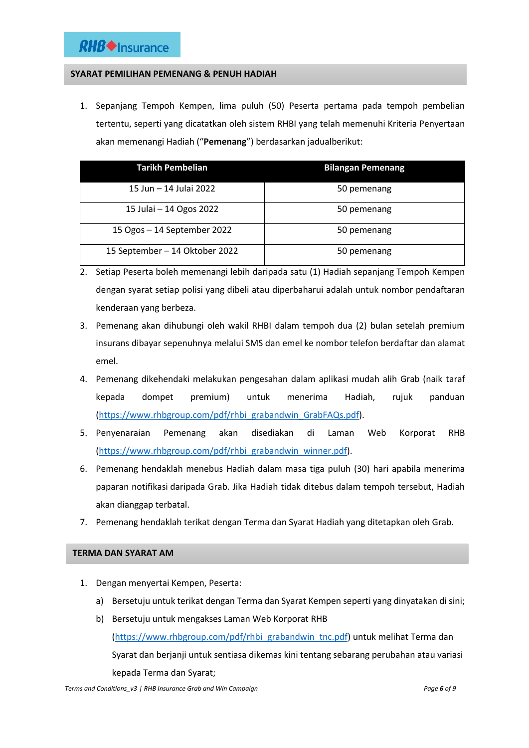## SYARAT PEMILIHAN PEMENANG & PENUH HADIAH

1. Sepanjang Tempoh Kempen, lima puluh (50) Peserta pertama pada tempoh pembelian tertentu, seperti yang dicatatkan oleh sistem RHBI yang telah memenuhi Kriteria Penyertaan akan memenangi Hadiah ("**Pemenang**") berdasarkan jadualberikut:

| Tarikh Pembelian | Bilangan Pemenang |
|---|---|
| 15 Jun – 14 Julai 2022 | 50 pemenang |
| 15 Julai – 14 Ogos 2022 | 50 pemenang |
| 15 Ogos – 14 September 2022 | 50 pemenang |
| 15 September – 14 Oktober 2022 | 50 pemenang |

2. Setiap Peserta boleh memenangi lebih daripada satu (1) Hadiah sepanjang Tempoh Kempen dengan syarat setiap polisi yang dibeli atau diperbaharui adalah untuk nombor pendaftaran kenderaan yang berbeza.
3. Pemenang akan dihubungi oleh wakil RHBI dalam tempoh dua (2) bulan setelah premium insurans dibayar sepenuhnya melalui SMS dan emel ke nombor telefon berdaftar dan alamat emel.
4. Pemenang dikehendaki melakukan pengesahan dalam aplikasi mudah alih Grab (naik taraf kepada dompet premium) untuk menerima Hadiah, rujuk panduan (https://www.rhbgroup.com/pdf/rhbi_grabandwin_GrabFAQs.pdf).
5. Penyenaraian Pemenang akan disediakan di Laman Web Korporat RHB (https://www.rhbgroup.com/pdf/rhbi_grabandwin_winner.pdf).
6. Pemenang hendaklah menebus Hadiah dalam masa tiga puluh (30) hari apabila menerima paparan notifikasi daripada Grab. Jika Hadiah tidak ditebus dalam tempoh tersebut, Hadiah akan dianggap terbatal.
7. Pemenang hendaklah terikat dengan Terma dan Syarat Hadiah yang ditetapkan oleh Grab.

## TERMA DAN SYARAT AM

1. Dengan menyertai Kempen, Peserta:
   a) Bersetuju untuk terikat dengan Terma dan Syarat Kempen seperti yang dinyatakan di sini;
   b) Bersetuju untuk mengakses Laman Web Korporat RHB (https://www.rhbgroup.com/pdf/rhbi_grabandwin_tnc.pdf) untuk melihat Terma dan Syarat dan berjanji untuk sentiasa dikemas kini tentang sebarang perubahan atau variasi kepada Terma dan Syarat;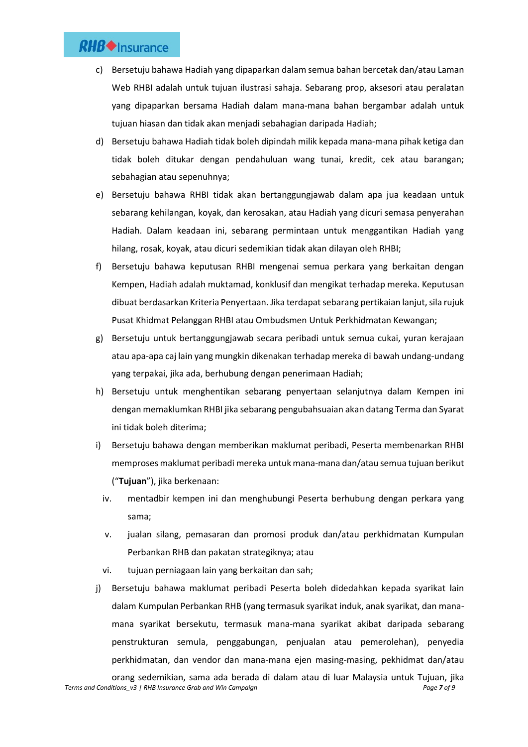c) Bersetuju bahawa Hadiah yang dipaparkan dalam semua bahan bercetak dan/atau Laman Web RHBI adalah untuk tujuan ilustrasi sahaja. Sebarang prop, aksesori atau peralatan yang dipaparkan bersama Hadiah dalam mana-mana bahan bergambar adalah untuk tujuan hiasan dan tidak akan menjadi sebahagian daripada Hadiah;

d) Bersetuju bahawa Hadiah tidak boleh dipindah milik kepada mana-mana pihak ketiga dan tidak boleh ditukar dengan pendahuluan wang tunai, kredit, cek atau barangan; sebahagian atau sepenuhnya;

e) Bersetuju bahawa RHBI tidak akan bertanggungjawab dalam apa jua keadaan untuk sebarang kehilangan, koyak, dan kerosakan, atau Hadiah yang dicuri semasa penyerahan Hadiah. Dalam keadaan ini, sebarang permintaan untuk menggantikan Hadiah yang hilang, rosak, koyak, atau dicuri sedemikian tidak akan dilayan oleh RHBI;

f) Bersetuju bahawa keputusan RHBI mengenai semua perkara yang berkaitan dengan Kempen, Hadiah adalah muktamad, konklusif dan mengikat terhadap mereka. Keputusan dibuat berdasarkan Kriteria Penyertaan. Jika terdapat sebarang pertikaian lanjut, sila rujuk Pusat Khidmat Pelanggan RHBI atau Ombudsmen Untuk Perkhidmatan Kewangan;

g) Bersetuju untuk bertanggungjawab secara peribadi untuk semua cukai, yuran kerajaan atau apa-apa caj lain yang mungkin dikenakan terhadap mereka di bawah undang-undang yang terpakai, jika ada, berhubung dengan penerimaan Hadiah;

h) Bersetuju untuk menghentikan sebarang penyertaan selanjutnya dalam Kempen ini dengan memaklumkan RHBI jika sebarang pengubahsuaian akan datang Terma dan Syarat ini tidak boleh diterima;

i) Bersetuju bahawa dengan memberikan maklumat peribadi, Peserta membenarkan RHBI memproses maklumat peribadi mereka untuk mana-mana dan/atau semua tujuan berikut ("**Tujuan**"), jika berkenaan:

   iv. mentadbir kempen ini dan menghubungi Peserta berhubung dengan perkara yang sama;

   v. jualan silang, pemasaran dan promosi produk dan/atau perkhidmatan Kumpulan Perbankan RHB dan pakatan strategiknya; atau

   vi. tujuan perniagaan lain yang berkaitan dan sah;

j) Bersetuju bahawa maklumat peribadi Peserta boleh didedahkan kepada syarikat lain dalam Kumpulan Perbankan RHB (yang termasuk syarikat induk, anak syarikat, dan mana-mana syarikat bersekutu, termasuk mana-mana syarikat akibat daripada sebarang penstrukturan semula, penggabungan, penjualan atau pemerolehan), penyedia perkhidmatan, dan vendor dan mana-mana ejen masing-masing, pekhidmat dan/atau orang sedemikian, sama ada berada di dalam atau di luar Malaysia untuk Tujuan, jika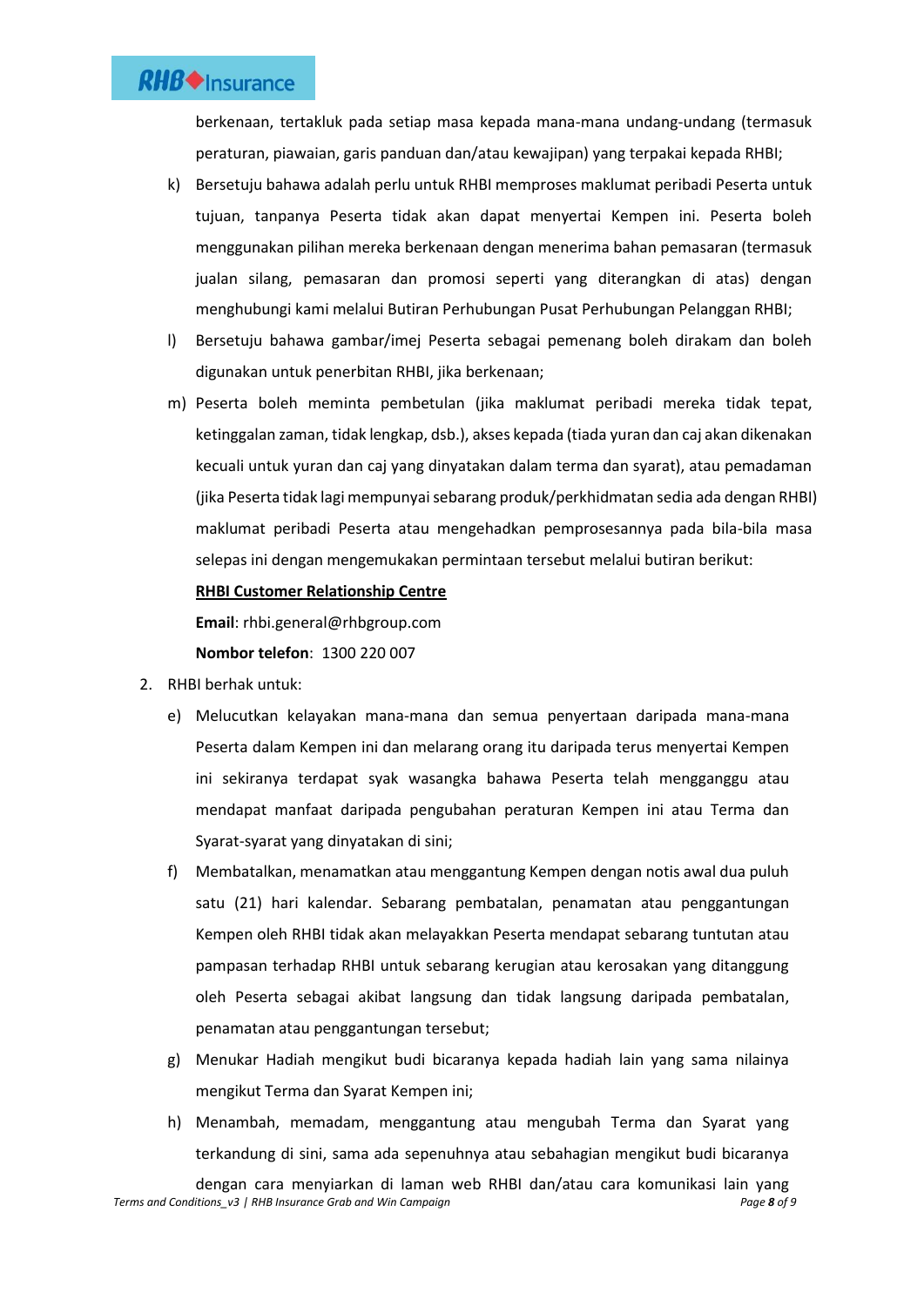berkenaan, tertakluk pada setiap masa kepada mana-mana undang-undang (termasuk peraturan, piawaian, garis panduan dan/atau kewajipan) yang terpakai kepada RHBI;

k) Bersetuju bahawa adalah perlu untuk RHBI memproses maklumat peribadi Peserta untuk tujuan, tanpanya Peserta tidak akan dapat menyertai Kempen ini. Peserta boleh menggunakan pilihan mereka berkenaan dengan menerima bahan pemasaran (termasuk jualan silang, pemasaran dan promosi seperti yang diterangkan di atas) dengan menghubungi kami melalui Butiran Perhubungan Pusat Perhubungan Pelanggan RHBI;

l) Bersetuju bahawa gambar/imej Peserta sebagai pemenang boleh dirakam dan boleh digunakan untuk penerbitan RHBI, jika berkenaan;

m) Peserta boleh meminta pembetulan (jika maklumat peribadi mereka tidak tepat, ketinggalan zaman, tidak lengkap, dsb.), akses kepada (tiada yuran dan caj akan dikenakan kecuali untuk yuran dan caj yang dinyatakan dalam terma dan syarat), atau pemadaman (jika Peserta tidak lagi mempunyai sebarang produk/perkhidmatan sedia ada dengan RHBI) maklumat peribadi Peserta atau mengehadkan pemprosesannya pada bila-bila masa selepas ini dengan mengemukakan permintaan tersebut melalui butiran berikut:

   **<u>RHBI Customer Relationship Centre</u>**

   **Email**: rhbi.general@rhbgroup.com

   **Nombor telefon**: 1300 220 007

2. RHBI berhak untuk:

   e) Melucutkan kelayakan mana-mana dan semua penyertaan daripada mana-mana Peserta dalam Kempen ini dan melarang orang itu daripada terus menyertai Kempen ini sekiranya terdapat syak wasangka bahawa Peserta telah mengganggu atau mendapat manfaat daripada pengubahan peraturan Kempen ini atau Terma dan Syarat-syarat yang dinyatakan di sini;

   f) Membatalkan, menamatkan atau menggantung Kempen dengan notis awal dua puluh satu (21) hari kalendar. Sebarang pembatalan, penamatan atau penggantungan Kempen oleh RHBI tidak akan melayakkan Peserta mendapat sebarang tuntutan atau pampasan terhadap RHBI untuk sebarang kerugian atau kerosakan yang ditanggung oleh Peserta sebagai akibat langsung dan tidak langsung daripada pembatalan, penamatan atau penggantungan tersebut;

   g) Menukar Hadiah mengikut budi bicaranya kepada hadiah lain yang sama nilainya mengikut Terma dan Syarat Kempen ini;

   h) Menambah, memadam, menggantung atau mengubah Terma dan Syarat yang terkandung di sini, sama ada sepenuhnya atau sebahagian mengikut budi bicaranya dengan cara menyiarkan di laman web RHBI dan/atau cara komunikasi lain yang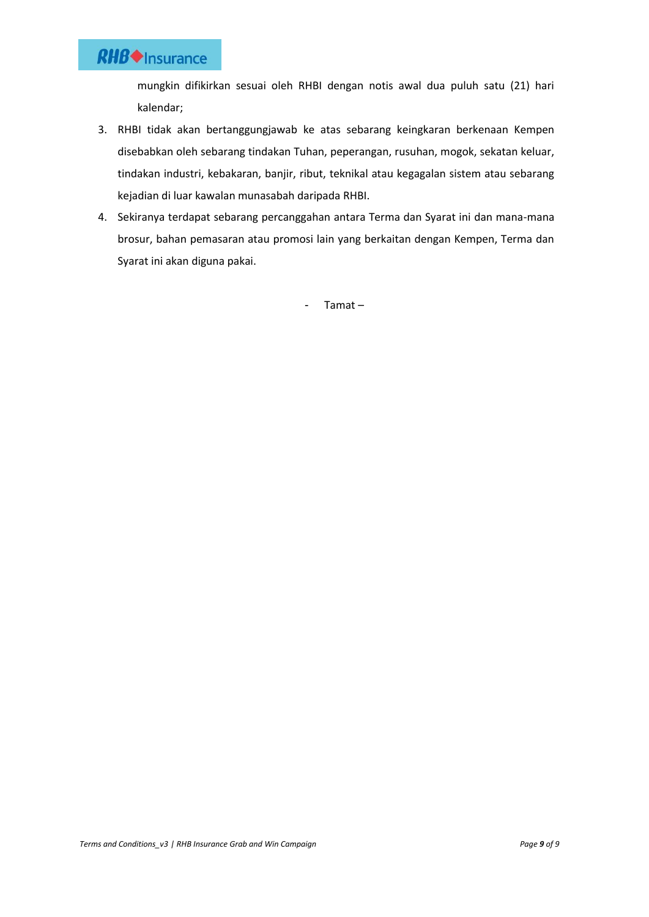mungkin difikirkan sesuai oleh RHBI dengan notis awal dua puluh satu (21) hari kalendar;

3. RHBI tidak akan bertanggungjawab ke atas sebarang keingkaran berkenaan Kempen disebabkan oleh sebarang tindakan Tuhan, peperangan, rusuhan, mogok, sekatan keluar, tindakan industri, kebakaran, banjir, ribut, teknikal atau kegagalan sistem atau sebarang kejadian di luar kawalan munasabah daripada RHBI.
4. Sekiranya terdapat sebarang percanggahan antara Terma dan Syarat ini dan mana-mana brosur, bahan pemasaran atau promosi lain yang berkaitan dengan Kempen, Terma dan Syarat ini akan diguna pakai.

\- Tamat –